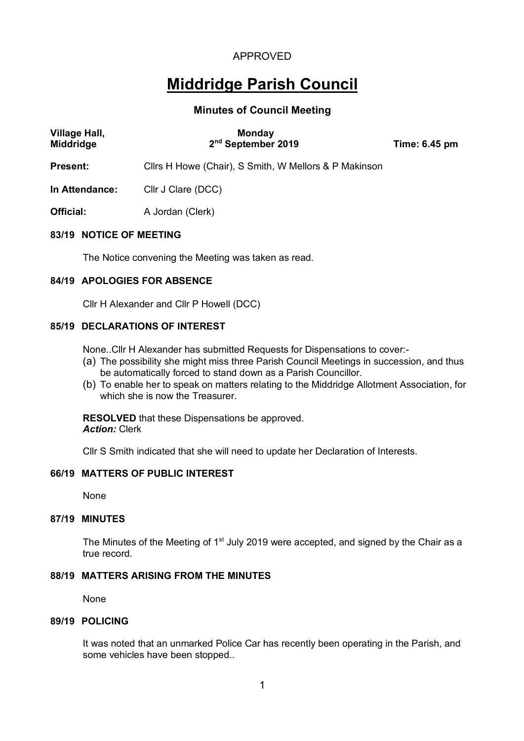APPROVED

# Middridge Parish Council

## Minutes of Council Meeting

| | | |
|---|---|---|
| **Village Hall, Middridge** | **Monday 2nd September 2019** | **Time: 6.45 pm** |

**Present:** Cllrs H Howe (Chair), S Smith, W Mellors & P Makinson

**In Attendance:** Cllr J Clare (DCC)

**Official:** A Jordan (Clerk)

### 83/19 NOTICE OF MEETING

The Notice convening the Meeting was taken as read.

### 84/19 APOLOGIES FOR ABSENCE

Cllr H Alexander and Cllr P Howell (DCC)

### 85/19 DECLARATIONS OF INTEREST

None..Cllr H Alexander has submitted Requests for Dispensations to cover:-

(a) The possibility she might miss three Parish Council Meetings in succession, and thus be automatically forced to stand down as a Parish Councillor.
(b) To enable her to speak on matters relating to the Middridge Allotment Association, for which she is now the Treasurer.

**RESOLVED** that these Dispensations be approved.
***Action:*** Clerk

Cllr S Smith indicated that she will need to update her Declaration of Interests.

### 66/19 MATTERS OF PUBLIC INTEREST

None

### 87/19 MINUTES

The Minutes of the Meeting of 1st July 2019 were accepted, and signed by the Chair as a true record.

### 88/19 MATTERS ARISING FROM THE MINUTES

None

### 89/19 POLICING

It was noted that an unmarked Police Car has recently been operating in the Parish, and some vehicles have been stopped..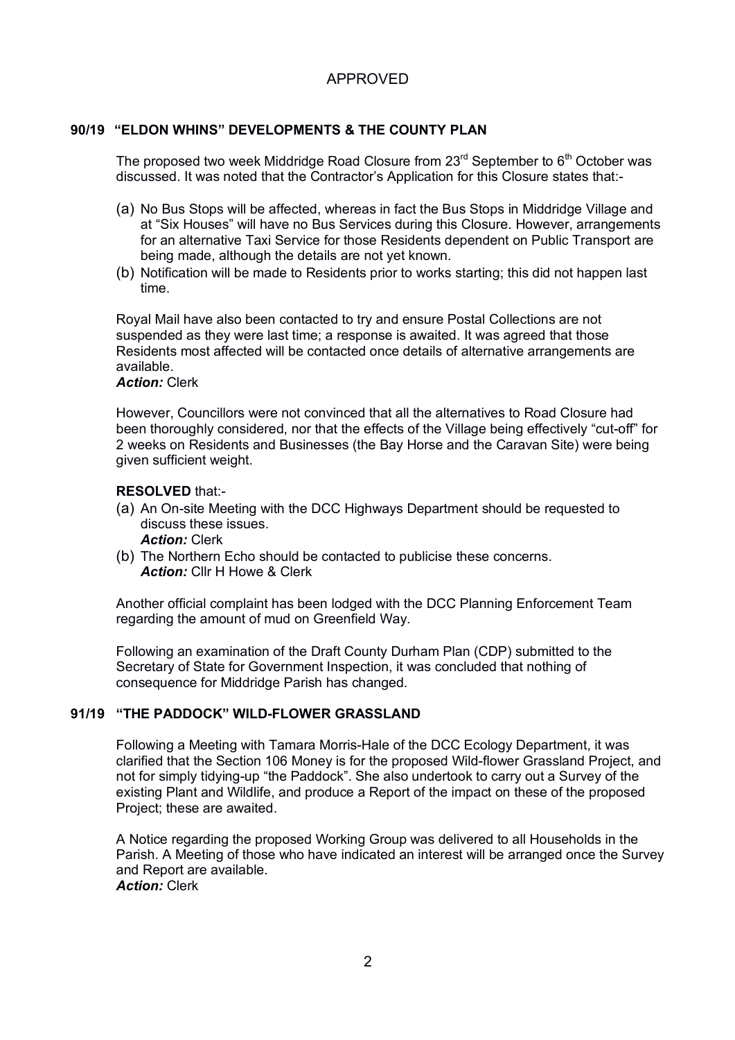APPROVED

### 90/19 "ELDON WHINS" DEVELOPMENTS & THE COUNTY PLAN

The proposed two week Middridge Road Closure from 23rd September to 6th October was discussed. It was noted that the Contractor's Application for this Closure states that:-

(a) No Bus Stops will be affected, whereas in fact the Bus Stops in Middridge Village and at "Six Houses" will have no Bus Services during this Closure. However, arrangements for an alternative Taxi Service for those Residents dependent on Public Transport are being made, although the details are not yet known.

(b) Notification will be made to Residents prior to works starting; this did not happen last time.

Royal Mail have also been contacted to try and ensure Postal Collections are not suspended as they were last time; a response is awaited. It was agreed that those Residents most affected will be contacted once details of alternative arrangements are available.
***Action:*** Clerk

However, Councillors were not convinced that all the alternatives to Road Closure had been thoroughly considered, nor that the effects of the Village being effectively "cut-off" for 2 weeks on Residents and Businesses (the Bay Horse and the Caravan Site) were being given sufficient weight.

**RESOLVED** that:-

(a) An On-site Meeting with the DCC Highways Department should be requested to discuss these issues.
***Action:*** Clerk

(b) The Northern Echo should be contacted to publicise these concerns.
***Action:*** Cllr H Howe & Clerk

Another official complaint has been lodged with the DCC Planning Enforcement Team regarding the amount of mud on Greenfield Way.

Following an examination of the Draft County Durham Plan (CDP) submitted to the Secretary of State for Government Inspection, it was concluded that nothing of consequence for Middridge Parish has changed.

### 91/19 "THE PADDOCK" WILD-FLOWER GRASSLAND

Following a Meeting with Tamara Morris-Hale of the DCC Ecology Department, it was clarified that the Section 106 Money is for the proposed Wild-flower Grassland Project, and not for simply tidying-up "the Paddock". She also undertook to carry out a Survey of the existing Plant and Wildlife, and produce a Report of the impact on these of the proposed Project; these are awaited.

A Notice regarding the proposed Working Group was delivered to all Households in the Parish. A Meeting of those who have indicated an interest will be arranged once the Survey and Report are available.
***Action:*** Clerk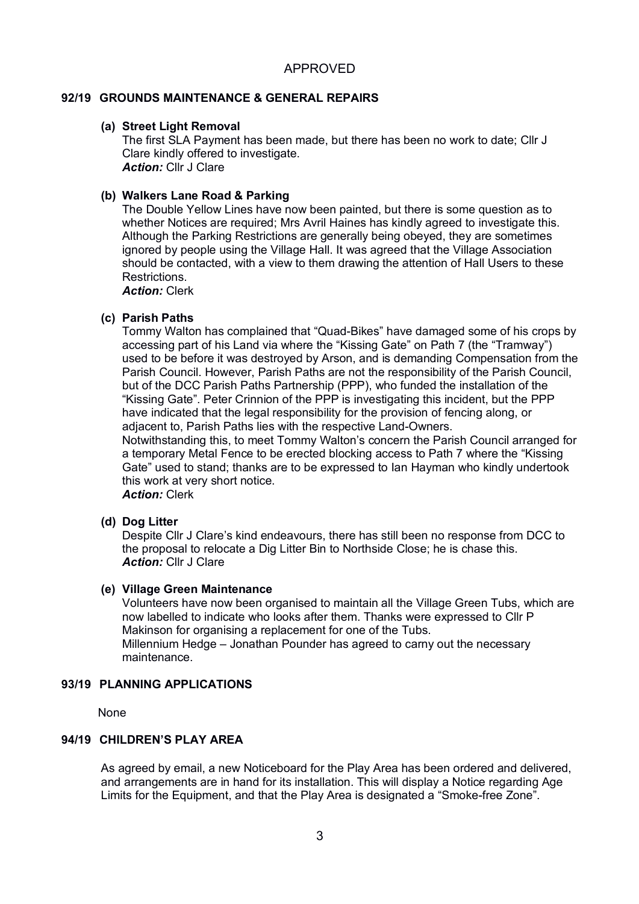APPROVED

## 92/19 GROUNDS MAINTENANCE & GENERAL REPAIRS

**(a) Street Light Removal**

The first SLA Payment has been made, but there has been no work to date; Cllr J Clare kindly offered to investigate.
***Action:*** Cllr J Clare

**(b) Walkers Lane Road & Parking**

The Double Yellow Lines have now been painted, but there is some question as to whether Notices are required; Mrs Avril Haines has kindly agreed to investigate this. Although the Parking Restrictions are generally being obeyed, they are sometimes ignored by people using the Village Hall. It was agreed that the Village Association should be contacted, with a view to them drawing the attention of Hall Users to these Restrictions.
***Action:*** Clerk

**(c) Parish Paths**

Tommy Walton has complained that "Quad-Bikes" have damaged some of his crops by accessing part of his Land via where the "Kissing Gate" on Path 7 (the "Tramway") used to be before it was destroyed by Arson, and is demanding Compensation from the Parish Council. However, Parish Paths are not the responsibility of the Parish Council, but of the DCC Parish Paths Partnership (PPP), who funded the installation of the "Kissing Gate". Peter Crinnion of the PPP is investigating this incident, but the PPP have indicated that the legal responsibility for the provision of fencing along, or adjacent to, Parish Paths lies with the respective Land-Owners.
Notwithstanding this, to meet Tommy Walton's concern the Parish Council arranged for a temporary Metal Fence to be erected blocking access to Path 7 where the "Kissing Gate" used to stand; thanks are to be expressed to Ian Hayman who kindly undertook this work at very short notice.
***Action:*** Clerk

**(d) Dog Litter**

Despite Cllr J Clare's kind endeavours, there has still been no response from DCC to the proposal to relocate a Dig Litter Bin to Northside Close; he is chase this.
***Action:*** Cllr J Clare

**(e) Village Green Maintenance**

Volunteers have now been organised to maintain all the Village Green Tubs, which are now labelled to indicate who looks after them. Thanks were expressed to Cllr P Makinson for organising a replacement for one of the Tubs.
Millennium Hedge – Jonathan Pounder has agreed to carry out the necessary maintenance.

## 93/19 PLANNING APPLICATIONS

None

## 94/19 CHILDREN'S PLAY AREA

As agreed by email, a new Noticeboard for the Play Area has been ordered and delivered, and arrangements are in hand for its installation. This will display a Notice regarding Age Limits for the Equipment, and that the Play Area is designated a "Smoke-free Zone".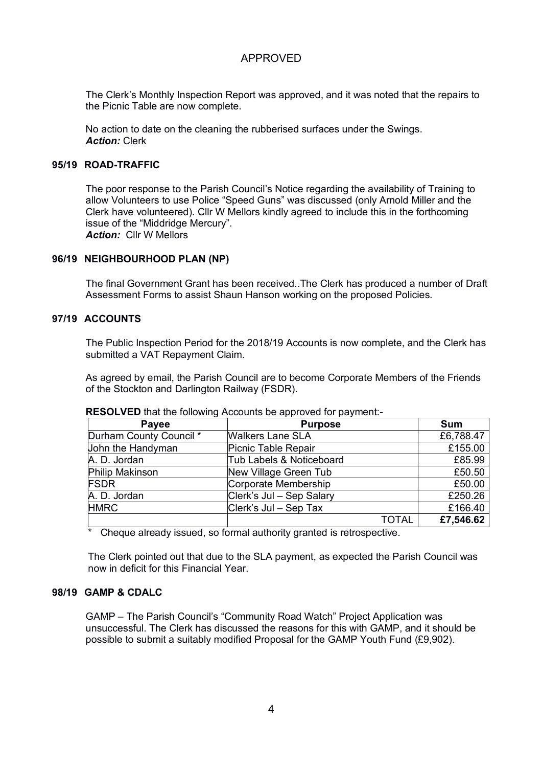APPROVED

The Clerk's Monthly Inspection Report was approved, and it was noted that the repairs to the Picnic Table are now complete.

No action to date on the cleaning the rubberised surfaces under the Swings.
***Action:*** Clerk

### 95/19 ROAD-TRAFFIC

The poor response to the Parish Council's Notice regarding the availability of Training to allow Volunteers to use Police "Speed Guns" was discussed (only Arnold Miller and the Clerk have volunteered). Cllr W Mellors kindly agreed to include this in the forthcoming issue of the "Middridge Mercury".
***Action:*** Cllr W Mellors

### 96/19 NEIGHBOURHOOD PLAN (NP)

The final Government Grant has been received..The Clerk has produced a number of Draft Assessment Forms to assist Shaun Hanson working on the proposed Policies.

### 97/19 ACCOUNTS

The Public Inspection Period for the 2018/19 Accounts is now complete, and the Clerk has submitted a VAT Repayment Claim.

As agreed by email, the Parish Council are to become Corporate Members of the Friends of the Stockton and Darlington Railway (FSDR).

**RESOLVED** that the following Accounts be approved for payment:-

| Payee | Purpose | Sum |
|---|---|---|
| Durham County Council * | Walkers Lane SLA | £6,788.47 |
| John the Handyman | Picnic Table Repair | £155.00 |
| A. D. Jordan | Tub Labels & Noticeboard | £85.99 |
| Philip Makinson | New Village Green Tub | £50.50 |
| FSDR | Corporate Membership | £50.00 |
| A. D. Jordan | Clerk's Jul – Sep Salary | £250.26 |
| HMRC | Clerk's Jul – Sep Tax | £166.40 |
| | TOTAL | **£7,546.62** |

\* Cheque already issued, so formal authority granted is retrospective.

The Clerk pointed out that due to the SLA payment, as expected the Parish Council was now in deficit for this Financial Year.

### 98/19 GAMP & CDALC

GAMP – The Parish Council's "Community Road Watch" Project Application was unsuccessful. The Clerk has discussed the reasons for this with GAMP, and it should be possible to submit a suitably modified Proposal for the GAMP Youth Fund (£9,902).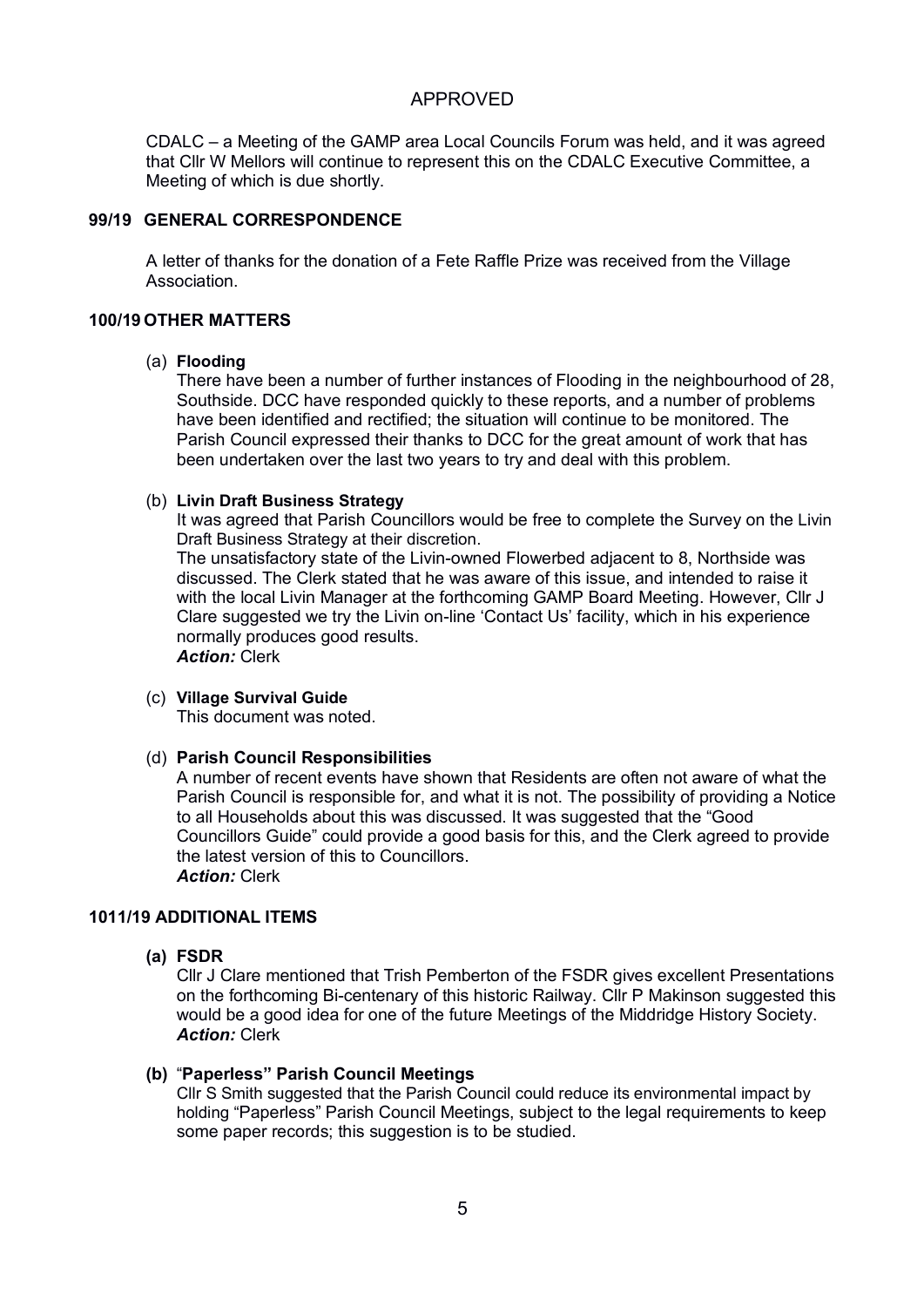APPROVED

CDALC – a Meeting of the GAMP area Local Councils Forum was held, and it was agreed that Cllr W Mellors will continue to represent this on the CDALC Executive Committee, a Meeting of which is due shortly.

**99/19 GENERAL CORRESPONDENCE**

A letter of thanks for the donation of a Fete Raffle Prize was received from the Village Association.

**100/19 OTHER MATTERS**

(a) **Flooding**
There have been a number of further instances of Flooding in the neighbourhood of 28, Southside. DCC have responded quickly to these reports, and a number of problems have been identified and rectified; the situation will continue to be monitored. The Parish Council expressed their thanks to DCC for the great amount of work that has been undertaken over the last two years to try and deal with this problem.

(b) **Livin Draft Business Strategy**
It was agreed that Parish Councillors would be free to complete the Survey on the Livin Draft Business Strategy at their discretion.
The unsatisfactory state of the Livin-owned Flowerbed adjacent to 8, Northside was discussed. The Clerk stated that he was aware of this issue, and intended to raise it with the local Livin Manager at the forthcoming GAMP Board Meeting. However, Cllr J Clare suggested we try the Livin on-line 'Contact Us' facility, which in his experience normally produces good results.
***Action:*** Clerk

(c) **Village Survival Guide**
This document was noted.

(d) **Parish Council Responsibilities**
A number of recent events have shown that Residents are often not aware of what the Parish Council is responsible for, and what it is not. The possibility of providing a Notice to all Households about this was discussed. It was suggested that the "Good Councillors Guide" could provide a good basis for this, and the Clerk agreed to provide the latest version of this to Councillors.
***Action:*** Clerk

**1011/19 ADDITIONAL ITEMS**

**(a) FSDR**
Cllr J Clare mentioned that Trish Pemberton of the FSDR gives excellent Presentations on the forthcoming Bi-centenary of this historic Railway. Cllr P Makinson suggested this would be a good idea for one of the future Meetings of the Middridge History Society.
***Action:*** Clerk

**(b) "Paperless" Parish Council Meetings**
Cllr S Smith suggested that the Parish Council could reduce its environmental impact by holding "Paperless" Parish Council Meetings, subject to the legal requirements to keep some paper records; this suggestion is to be studied.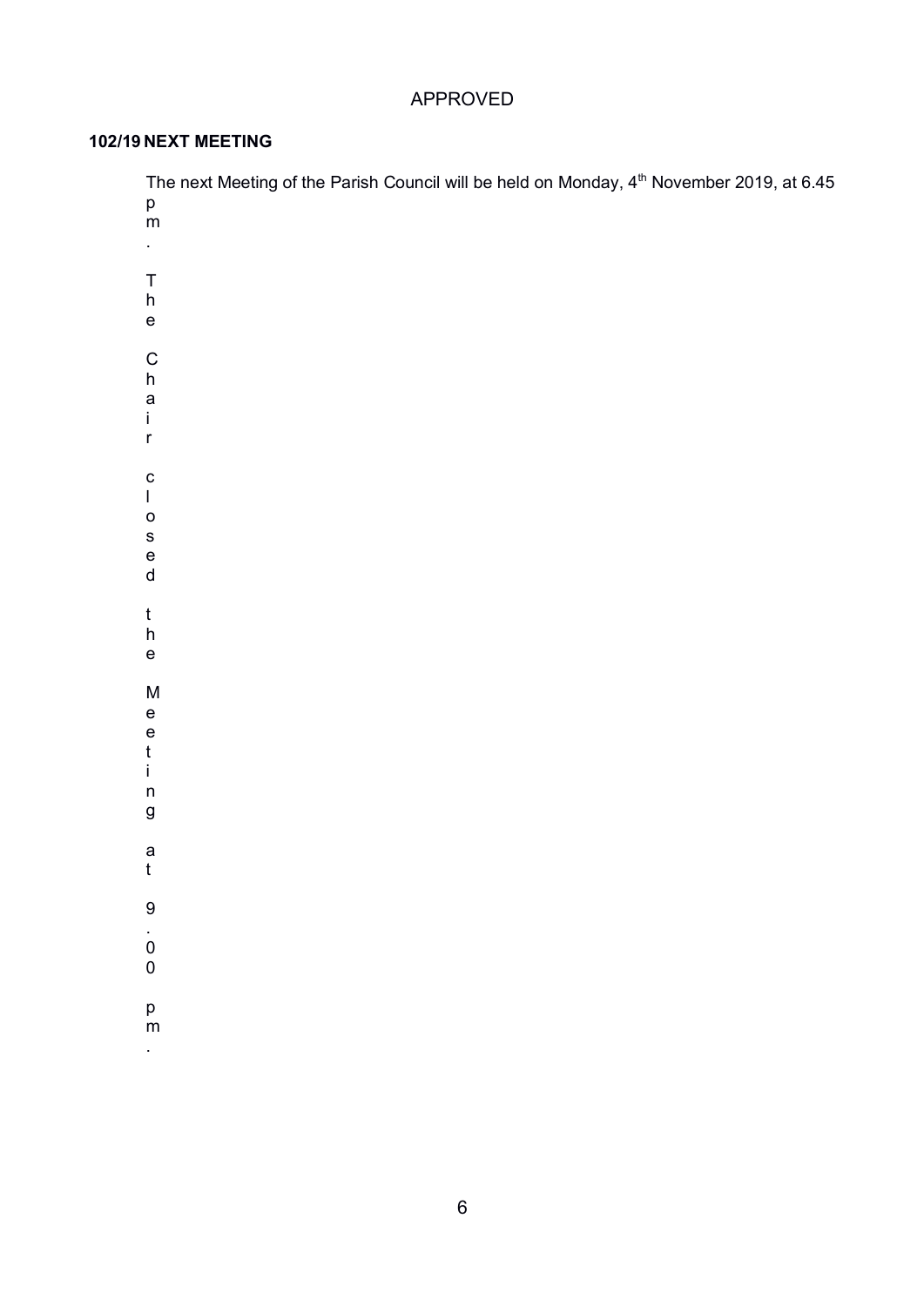APPROVED

**102/19 NEXT MEETING**

The next Meeting of the Parish Council will be held on Monday, 4th November 2019, at 6.45 pm.

The Chair closed the Meeting at 9.00 pm.